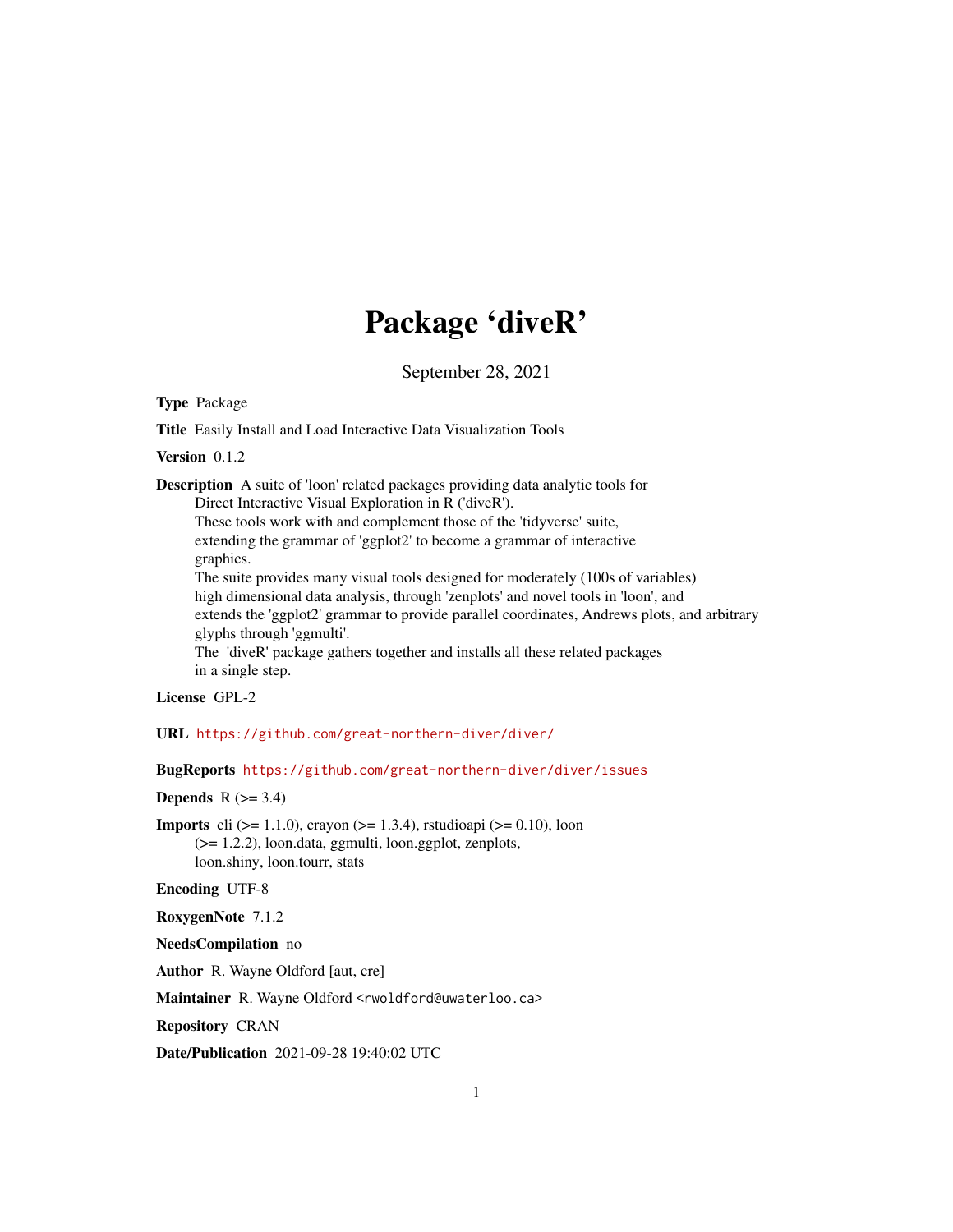# Package 'diveR'

September 28, 2021

**Type** Package

**Title** Easily Install and Load Interactive Data Visualization Tools

**Version** 0.1.2

**Description** A suite of 'loon' related packages providing data analytic tools for Direct Interactive Visual Exploration in R ('diveR'). These tools work with and complement those of the 'tidyverse' suite, extending the grammar of 'ggplot2' to become a grammar of interactive graphics. The suite provides many visual tools designed for moderately (100s of variables) high dimensional data analysis, through 'zenplots' and novel tools in 'loon', and extends the 'ggplot2' grammar to provide parallel coordinates, Andrews plots, and arbitrary glyphs through 'ggmulti'. The 'diveR' package gathers together and installs all these related packages in a single step.

**License** GPL-2

**URL** https://github.com/great-northern-diver/diver/

**BugReports** https://github.com/great-northern-diver/diver/issues

**Depends** R (>= 3.4)

**Imports** cli (>= 1.1.0), crayon (>= 1.3.4), rstudioapi (>= 0.10), loon (>= 1.2.2), loon.data, ggmulti, loon.ggplot, zenplots, loon.shiny, loon.tourr, stats

**Encoding** UTF-8

**RoxygenNote** 7.1.2

**NeedsCompilation** no

**Author** R. Wayne Oldford [aut, cre]

**Maintainer** R. Wayne Oldford <rwoldford@uwaterloo.ca>

**Repository** CRAN

**Date/Publication** 2021-09-28 19:40:02 UTC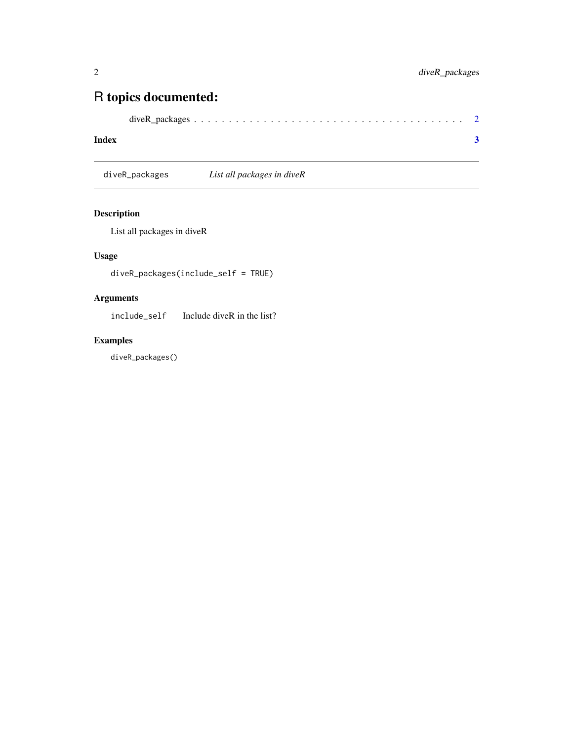# R topics documented:

diveR_packages . . . . . . . . . . . . . . . . . . . . . . . . . . . . . . . . . . . . . 2

**Index** **3**

---

## diveR_packages — *List all packages in diveR*

---

### Description

List all packages in diveR

### Usage

```
diveR_packages(include_self = TRUE)
```

### Arguments

| | |
|---|---|
| `include_self` | Include diveR in the list? |

### Examples

```
diveR_packages()
```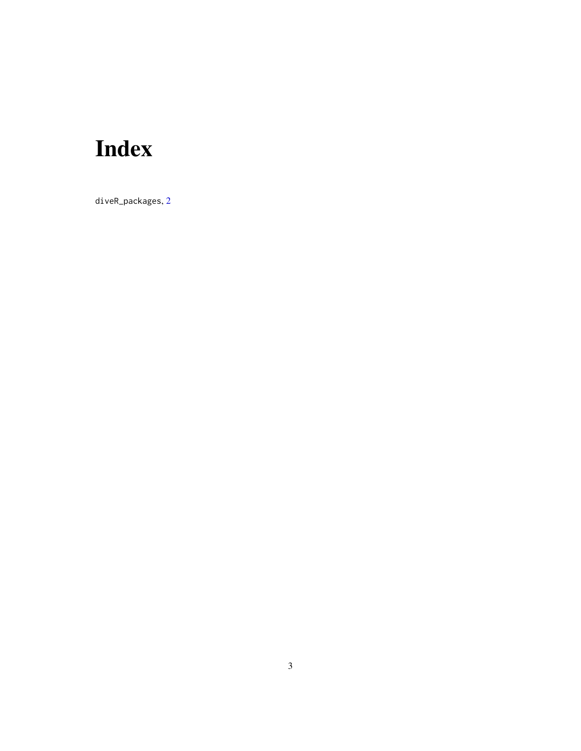# Index

diveR_packages, 2